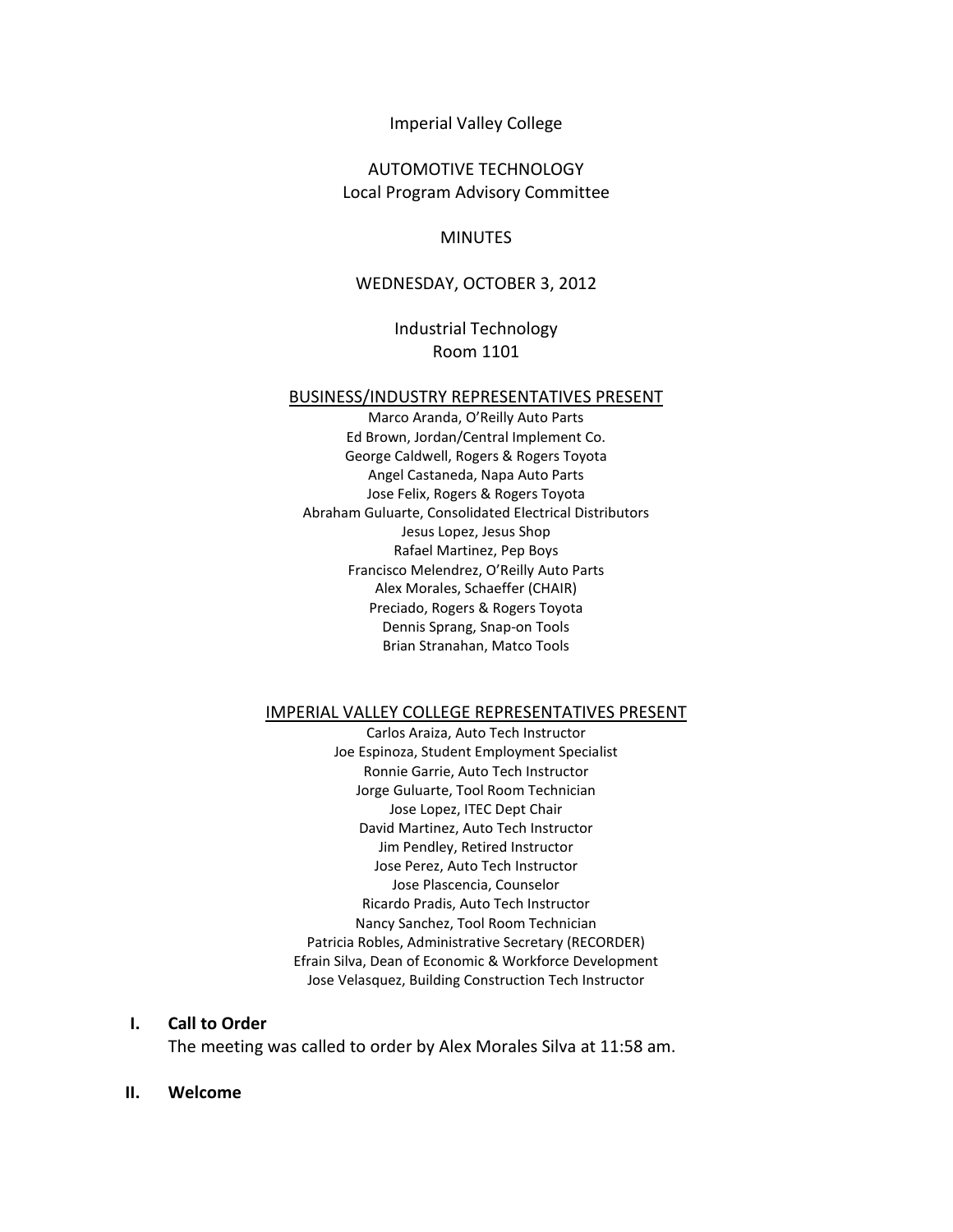Imperial Valley College

AUTOMOTIVE TECHNOLOGY
Local Program Advisory Committee

MINUTES

WEDNESDAY, OCTOBER 3, 2012

Industrial Technology
Room 1101

BUSINESS/INDUSTRY REPRESENTATIVES PRESENT

Marco Aranda, O'Reilly Auto Parts
Ed Brown, Jordan/Central Implement Co.
George Caldwell, Rogers & Rogers Toyota
Angel Castaneda, Napa Auto Parts
Jose Felix, Rogers & Rogers Toyota
Abraham Guluarte, Consolidated Electrical Distributors
Jesus Lopez, Jesus Shop
Rafael Martinez, Pep Boys
Francisco Melendrez, O'Reilly Auto Parts
Alex Morales, Schaeffer (CHAIR)
Preciado, Rogers & Rogers Toyota
Dennis Sprang, Snap-on Tools
Brian Stranahan, Matco Tools

IMPERIAL VALLEY COLLEGE REPRESENTATIVES PRESENT

Carlos Araiza, Auto Tech Instructor
Joe Espinoza, Student Employment Specialist
Ronnie Garrie, Auto Tech Instructor
Jorge Guluarte, Tool Room Technician
Jose Lopez, ITEC Dept Chair
David Martinez, Auto Tech Instructor
Jim Pendley, Retired Instructor
Jose Perez, Auto Tech Instructor
Jose Plascencia, Counselor
Ricardo Pradis, Auto Tech Instructor
Nancy Sanchez, Tool Room Technician
Patricia Robles, Administrative Secretary (RECORDER)
Efrain Silva, Dean of Economic & Workforce Development
Jose Velasquez, Building Construction Tech Instructor

**I. Call to Order**

The meeting was called to order by Alex Morales Silva at 11:58 am.

**II. Welcome**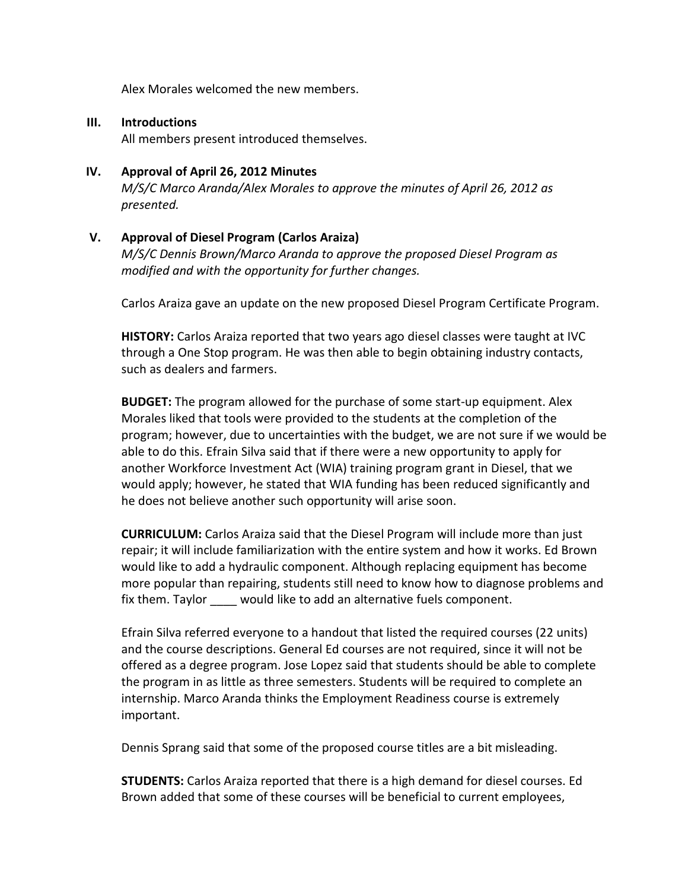Alex Morales welcomed the new members.

## III. Introductions

All members present introduced themselves.

## IV. Approval of April 26, 2012 Minutes

*M/S/C Marco Aranda/Alex Morales to approve the minutes of April 26, 2012 as presented.*

## V. Approval of Diesel Program (Carlos Araiza)

*M/S/C Dennis Brown/Marco Aranda to approve the proposed Diesel Program as modified and with the opportunity for further changes.*

Carlos Araiza gave an update on the new proposed Diesel Program Certificate Program.

**HISTORY:** Carlos Araiza reported that two years ago diesel classes were taught at IVC through a One Stop program. He was then able to begin obtaining industry contacts, such as dealers and farmers.

**BUDGET:** The program allowed for the purchase of some start-up equipment. Alex Morales liked that tools were provided to the students at the completion of the program; however, due to uncertainties with the budget, we are not sure if we would be able to do this. Efrain Silva said that if there were a new opportunity to apply for another Workforce Investment Act (WIA) training program grant in Diesel, that we would apply; however, he stated that WIA funding has been reduced significantly and he does not believe another such opportunity will arise soon.

**CURRICULUM:** Carlos Araiza said that the Diesel Program will include more than just repair; it will include familiarization with the entire system and how it works. Ed Brown would like to add a hydraulic component. Although replacing equipment has become more popular than repairing, students still need to know how to diagnose problems and fix them. Taylor ____ would like to add an alternative fuels component.

Efrain Silva referred everyone to a handout that listed the required courses (22 units) and the course descriptions. General Ed courses are not required, since it will not be offered as a degree program. Jose Lopez said that students should be able to complete the program in as little as three semesters. Students will be required to complete an internship. Marco Aranda thinks the Employment Readiness course is extremely important.

Dennis Sprang said that some of the proposed course titles are a bit misleading.

**STUDENTS:** Carlos Araiza reported that there is a high demand for diesel courses. Ed Brown added that some of these courses will be beneficial to current employees,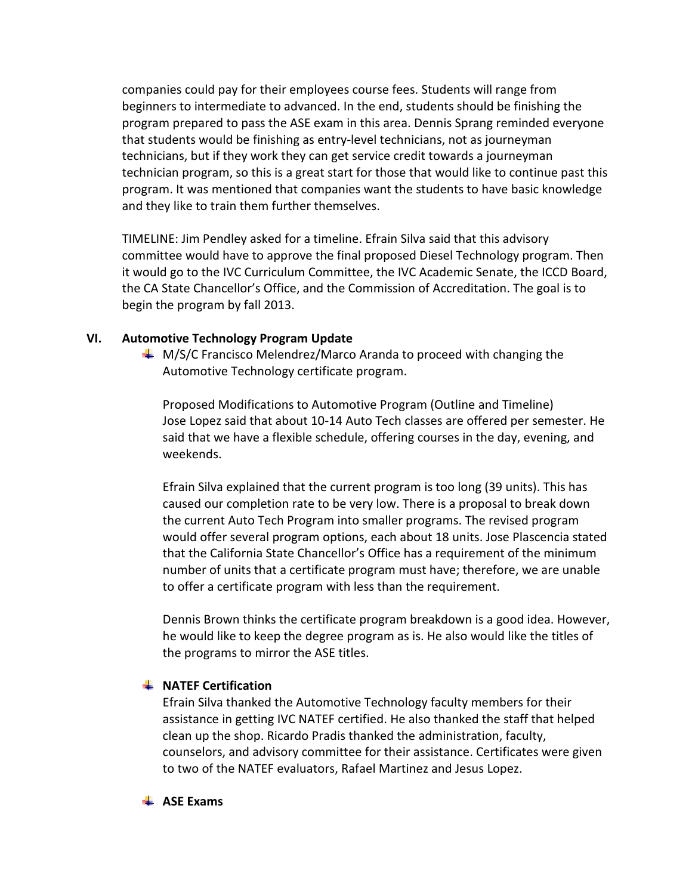companies could pay for their employees course fees. Students will range from beginners to intermediate to advanced. In the end, students should be finishing the program prepared to pass the ASE exam in this area. Dennis Sprang reminded everyone that students would be finishing as entry-level technicians, not as journeyman technicians, but if they work they can get service credit towards a journeyman technician program, so this is a great start for those that would like to continue past this program. It was mentioned that companies want the students to have basic knowledge and they like to train them further themselves.

TIMELINE: Jim Pendley asked for a timeline. Efrain Silva said that this advisory committee would have to approve the final proposed Diesel Technology program. Then it would go to the IVC Curriculum Committee, the IVC Academic Senate, the ICCD Board, the CA State Chancellor's Office, and the Commission of Accreditation. The goal is to begin the program by fall 2013.

## VI. Automotive Technology Program Update

- M/S/C Francisco Melendrez/Marco Aranda to proceed with changing the Automotive Technology certificate program.

  Proposed Modifications to Automotive Program (Outline and Timeline)
  Jose Lopez said that about 10-14 Auto Tech classes are offered per semester. He said that we have a flexible schedule, offering courses in the day, evening, and weekends.

  Efrain Silva explained that the current program is too long (39 units). This has caused our completion rate to be very low. There is a proposal to break down the current Auto Tech Program into smaller programs. The revised program would offer several program options, each about 18 units. Jose Plascencia stated that the California State Chancellor's Office has a requirement of the minimum number of units that a certificate program must have; therefore, we are unable to offer a certificate program with less than the requirement.

  Dennis Brown thinks the certificate program breakdown is a good idea. However, he would like to keep the degree program as is. He also would like the titles of the programs to mirror the ASE titles.

- **NATEF Certification**
  Efrain Silva thanked the Automotive Technology faculty members for their assistance in getting IVC NATEF certified. He also thanked the staff that helped clean up the shop. Ricardo Pradis thanked the administration, faculty, counselors, and advisory committee for their assistance. Certificates were given to two of the NATEF evaluators, Rafael Martinez and Jesus Lopez.

- **ASE Exams**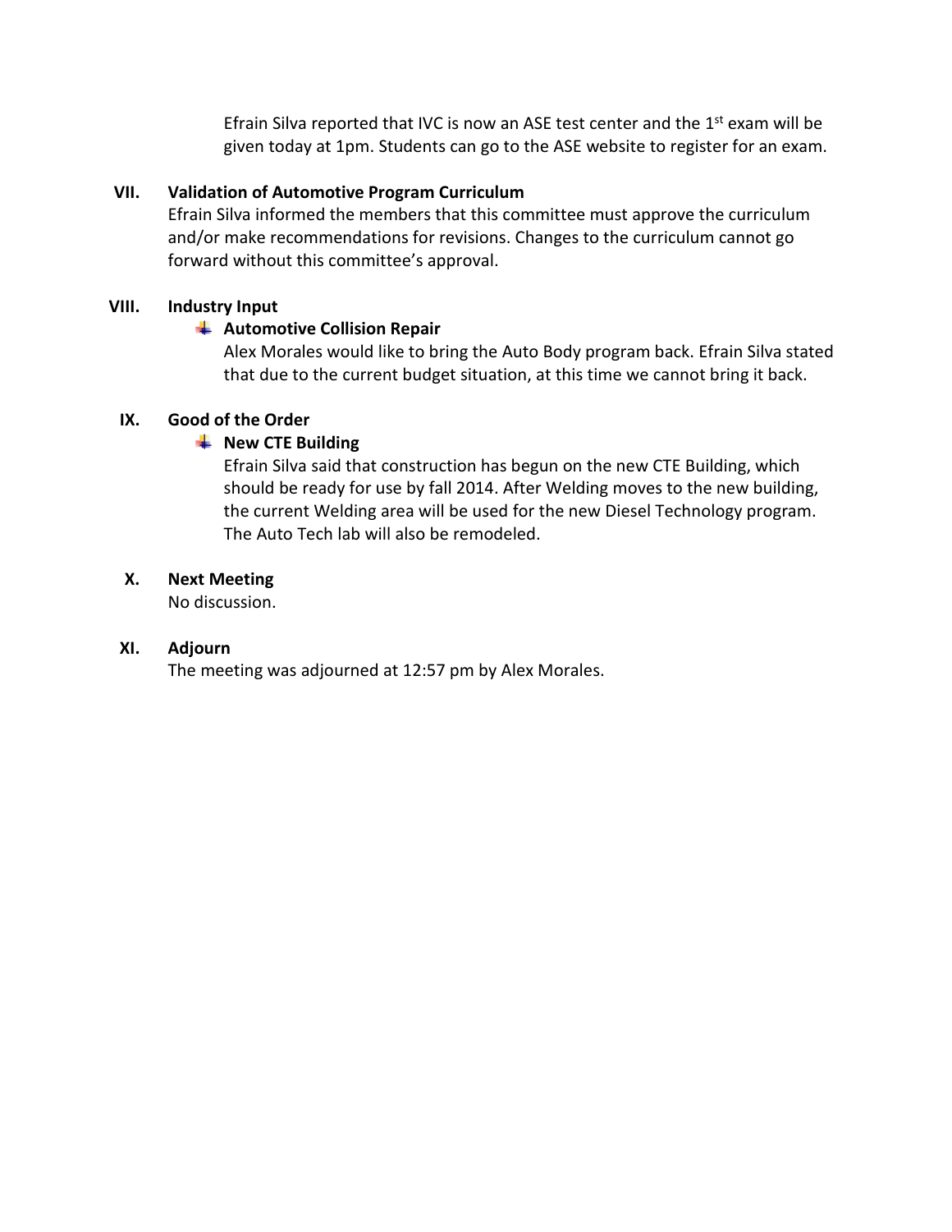Efrain Silva reported that IVC is now an ASE test center and the 1st exam will be given today at 1pm. Students can go to the ASE website to register for an exam.

**VII. Validation of Automotive Program Curriculum**

Efrain Silva informed the members that this committee must approve the curriculum and/or make recommendations for revisions. Changes to the curriculum cannot go forward without this committee's approval.

**VIII. Industry Input**

- **Automotive Collision Repair**

  Alex Morales would like to bring the Auto Body program back. Efrain Silva stated that due to the current budget situation, at this time we cannot bring it back.

**IX. Good of the Order**

- **New CTE Building**

  Efrain Silva said that construction has begun on the new CTE Building, which should be ready for use by fall 2014. After Welding moves to the new building, the current Welding area will be used for the new Diesel Technology program. The Auto Tech lab will also be remodeled.

**X. Next Meeting**

No discussion.

**XI. Adjourn**

The meeting was adjourned at 12:57 pm by Alex Morales.